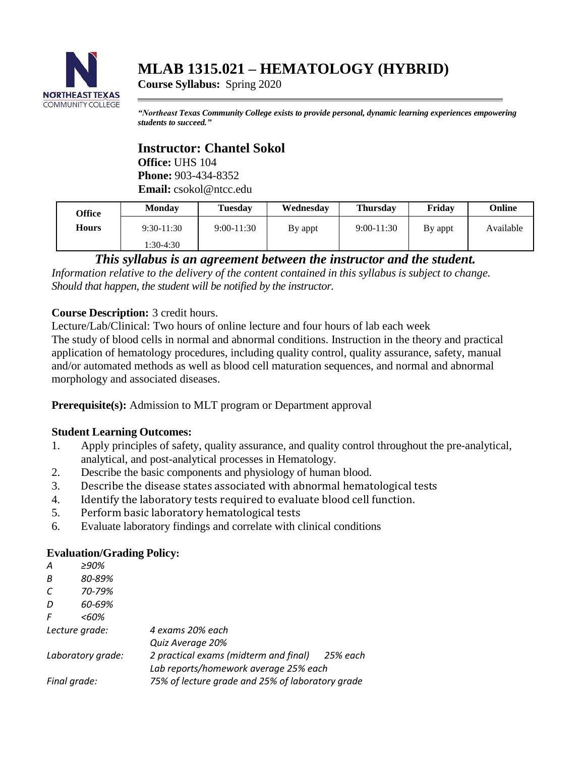# MLAB 1315.021 – HEMATOLOGY (HYBRID)

**Course Syllabus:** Spring 2020

***"Northeast Texas Community College exists to provide personal, dynamic learning experiences empowering students to succeed."***

## Instructor: Chantel Sokol

**Office:** UHS 104
**Phone:** 903-434-8352
**Email:** csokol@ntcc.edu

| Office Hours | Monday | Tuesday | Wednesday | Thursday | Friday | Online |
|---|---|---|---|---|---|---|
| | 9:30-11:30<br>1:30-4:30 | 9:00-11:30 | By appt | 9:00-11:30 | By appt | Available |

***This syllabus is an agreement between the instructor and the student.***

*Information relative to the delivery of the content contained in this syllabus is subject to change. Should that happen, the student will be notified by the instructor.*

**Course Description:** 3 credit hours.

Lecture/Lab/Clinical: Two hours of online lecture and four hours of lab each week

The study of blood cells in normal and abnormal conditions. Instruction in the theory and practical application of hematology procedures, including quality control, quality assurance, safety, manual and/or automated methods as well as blood cell maturation sequences, and normal and abnormal morphology and associated diseases.

**Prerequisite(s):** Admission to MLT program or Department approval

**Student Learning Outcomes:**

1. Apply principles of safety, quality assurance, and quality control throughout the pre-analytical, analytical, and post-analytical processes in Hematology.
2. Describe the basic components and physiology of human blood.
3. Describe the disease states associated with abnormal hematological tests
4. Identify the laboratory tests required to evaluate blood cell function.
5. Perform basic laboratory hematological tests
6. Evaluate laboratory findings and correlate with clinical conditions

**Evaluation/Grading Policy:**

*A ≥90%*
*B 80-89%*
*C 70-79%*
*D 60-69%*
*F <60%*

*Lecture grade:* *4 exams 20% each*
*Quiz Average 20%*

*Laboratory grade:* *2 practical exams (midterm and final) 25% each*
*Lab reports/homework average 25% each*

*Final grade:* *75% of lecture grade and 25% of laboratory grade*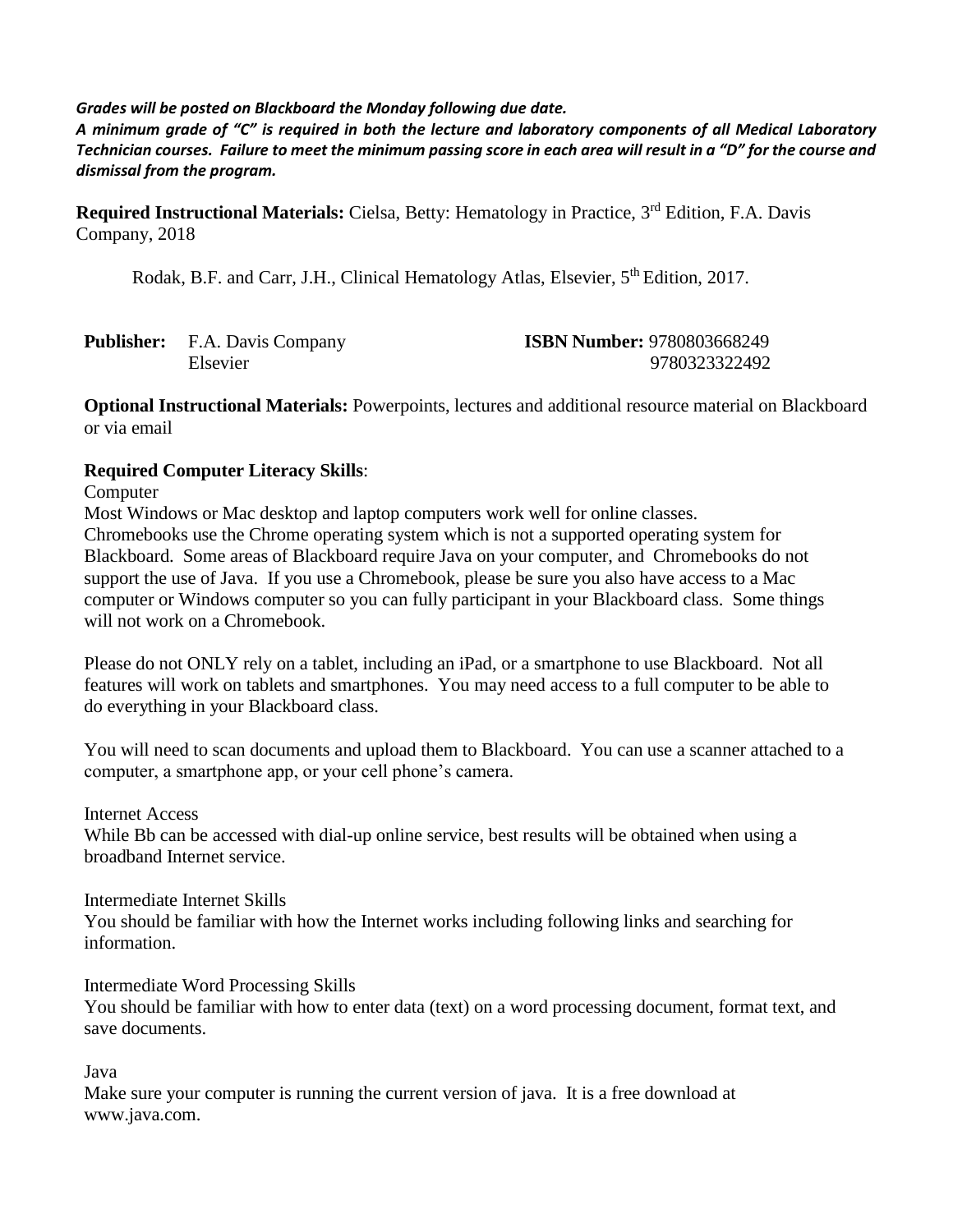***Grades will be posted on Blackboard the Monday following due date.***

***A minimum grade of "C" is required in both the lecture and laboratory components of all Medical Laboratory Technician courses. Failure to meet the minimum passing score in each area will result in a "D" for the course and dismissal from the program.***

**Required Instructional Materials:** Cielsa, Betty: Hematology in Practice, 3rd Edition, F.A. Davis Company, 2018

Rodak, B.F. and Carr, J.H., Clinical Hematology Atlas, Elsevier, 5th Edition, 2017.

**Publisher:** F.A. Davis Company — **ISBN Number:** 9780803668249
Elsevier — 9780323322492

**Optional Instructional Materials:** Powerpoints, lectures and additional resource material on Blackboard or via email

**Required Computer Literacy Skills**:

Computer

Most Windows or Mac desktop and laptop computers work well for online classes.
Chromebooks use the Chrome operating system which is not a supported operating system for Blackboard. Some areas of Blackboard require Java on your computer, and Chromebooks do not support the use of Java. If you use a Chromebook, please be sure you also have access to a Mac computer or Windows computer so you can fully participant in your Blackboard class. Some things will not work on a Chromebook.

Please do not ONLY rely on a tablet, including an iPad, or a smartphone to use Blackboard. Not all features will work on tablets and smartphones. You may need access to a full computer to be able to do everything in your Blackboard class.

You will need to scan documents and upload them to Blackboard. You can use a scanner attached to a computer, a smartphone app, or your cell phone's camera.

Internet Access

While Bb can be accessed with dial-up online service, best results will be obtained when using a broadband Internet service.

Intermediate Internet Skills

You should be familiar with how the Internet works including following links and searching for information.

Intermediate Word Processing Skills

You should be familiar with how to enter data (text) on a word processing document, format text, and save documents.

Java

Make sure your computer is running the current version of java. It is a free download at www.java.com.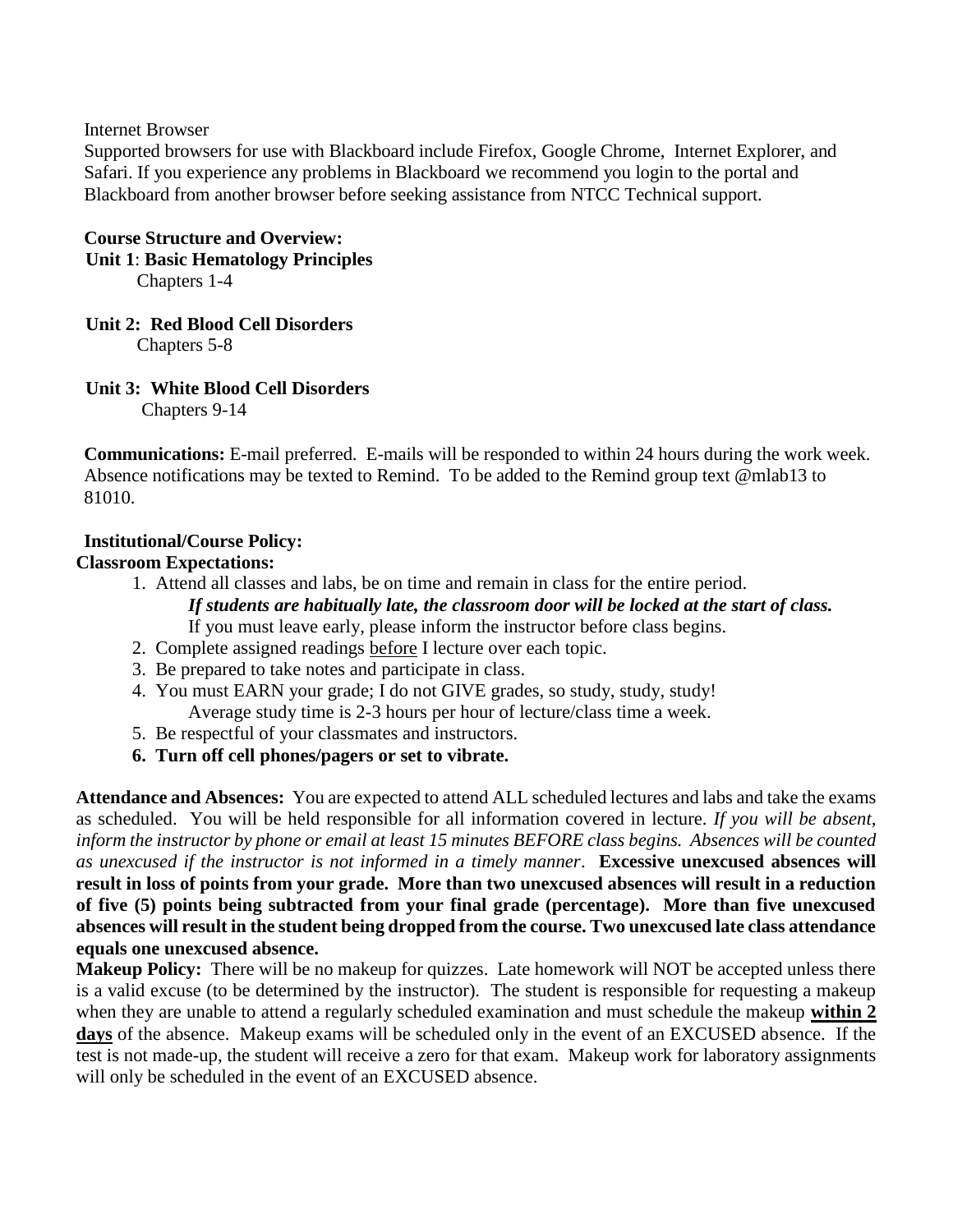Internet Browser

Supported browsers for use with Blackboard include Firefox, Google Chrome, Internet Explorer, and Safari. If you experience any problems in Blackboard we recommend you login to the portal and Blackboard from another browser before seeking assistance from NTCC Technical support.

**Course Structure and Overview:**

**Unit 1**: **Basic Hematology Principles**
Chapters 1-4

**Unit 2: Red Blood Cell Disorders**
Chapters 5-8

**Unit 3: White Blood Cell Disorders**
Chapters 9-14

**Communications:** E-mail preferred. E-mails will be responded to within 24 hours during the work week. Absence notifications may be texted to Remind. To be added to the Remind group text @mlab13 to 81010.

**Institutional/Course Policy:**

**Classroom Expectations:**

1. Attend all classes and labs, be on time and remain in class for the entire period.
   ***If students are habitually late, the classroom door will be locked at the start of class.***
   If you must leave early, please inform the instructor before class begins.
2. Complete assigned readings <u>before</u> I lecture over each topic.
3. Be prepared to take notes and participate in class.
4. You must EARN your grade; I do not GIVE grades, so study, study, study!
   Average study time is 2-3 hours per hour of lecture/class time a week.
5. Be respectful of your classmates and instructors.
6. **Turn off cell phones/pagers or set to vibrate.**

**Attendance and Absences:** You are expected to attend ALL scheduled lectures and labs and take the exams as scheduled. You will be held responsible for all information covered in lecture. *If you will be absent, inform the instructor by phone or email at least 15 minutes BEFORE class begins. Absences will be counted as unexcused if the instructor is not informed in a timely manner*. **Excessive unexcused absences will result in loss of points from your grade. More than two unexcused absences will result in a reduction of five (5) points being subtracted from your final grade (percentage). More than five unexcused absences will result in the student being dropped from the course. Two unexcused late class attendance equals one unexcused absence.**

**Makeup Policy:** There will be no makeup for quizzes. Late homework will NOT be accepted unless there is a valid excuse (to be determined by the instructor). The student is responsible for requesting a makeup when they are unable to attend a regularly scheduled examination and must schedule the makeup <u>**within 2 days**</u> of the absence. Makeup exams will be scheduled only in the event of an EXCUSED absence. If the test is not made-up, the student will receive a zero for that exam. Makeup work for laboratory assignments will only be scheduled in the event of an EXCUSED absence.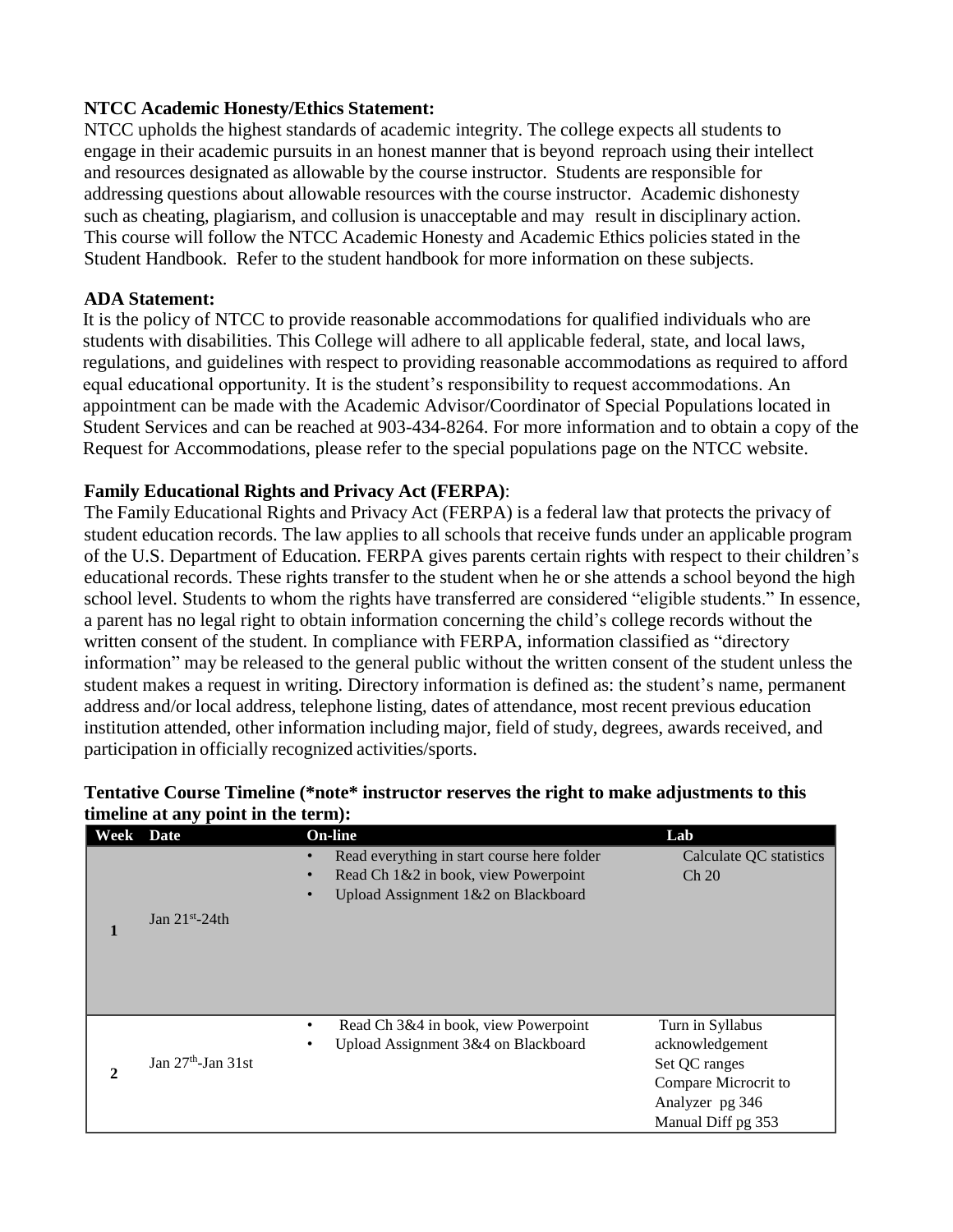**NTCC Academic Honesty/Ethics Statement:**

NTCC upholds the highest standards of academic integrity. The college expects all students to engage in their academic pursuits in an honest manner that is beyond reproach using their intellect and resources designated as allowable by the course instructor. Students are responsible for addressing questions about allowable resources with the course instructor. Academic dishonesty such as cheating, plagiarism, and collusion is unacceptable and may result in disciplinary action. This course will follow the NTCC Academic Honesty and Academic Ethics policies stated in the Student Handbook. Refer to the student handbook for more information on these subjects.

**ADA Statement:**

It is the policy of NTCC to provide reasonable accommodations for qualified individuals who are students with disabilities. This College will adhere to all applicable federal, state, and local laws, regulations, and guidelines with respect to providing reasonable accommodations as required to afford equal educational opportunity. It is the student's responsibility to request accommodations. An appointment can be made with the Academic Advisor/Coordinator of Special Populations located in Student Services and can be reached at 903-434-8264. For more information and to obtain a copy of the Request for Accommodations, please refer to the special populations page on the NTCC website.

**Family Educational Rights and Privacy Act (FERPA)**:

The Family Educational Rights and Privacy Act (FERPA) is a federal law that protects the privacy of student education records. The law applies to all schools that receive funds under an applicable program of the U.S. Department of Education. FERPA gives parents certain rights with respect to their children's educational records. These rights transfer to the student when he or she attends a school beyond the high school level. Students to whom the rights have transferred are considered "eligible students." In essence, a parent has no legal right to obtain information concerning the child's college records without the written consent of the student. In compliance with FERPA, information classified as "directory information" may be released to the general public without the written consent of the student unless the student makes a request in writing. Directory information is defined as: the student's name, permanent address and/or local address, telephone listing, dates of attendance, most recent previous education institution attended, other information including major, field of study, degrees, awards received, and participation in officially recognized activities/sports.

**Tentative Course Timeline (\*note\* instructor reserves the right to make adjustments to this timeline at any point in the term):**

| Week | Date | On-line | Lab |
|---|---|---|---|
| 1 | Jan 21st-24th | • Read everything in start course here folder<br>• Read Ch 1&2 in book, view Powerpoint<br>• Upload Assignment 1&2 on Blackboard | Calculate QC statistics Ch 20 |
| 2 | Jan 27th-Jan 31st | • Read Ch 3&4 in book, view Powerpoint<br>• Upload Assignment 3&4 on Blackboard | Turn in Syllabus acknowledgement<br>Set QC ranges<br>Compare Microcrit to Analyzer pg 346<br>Manual Diff pg 353 |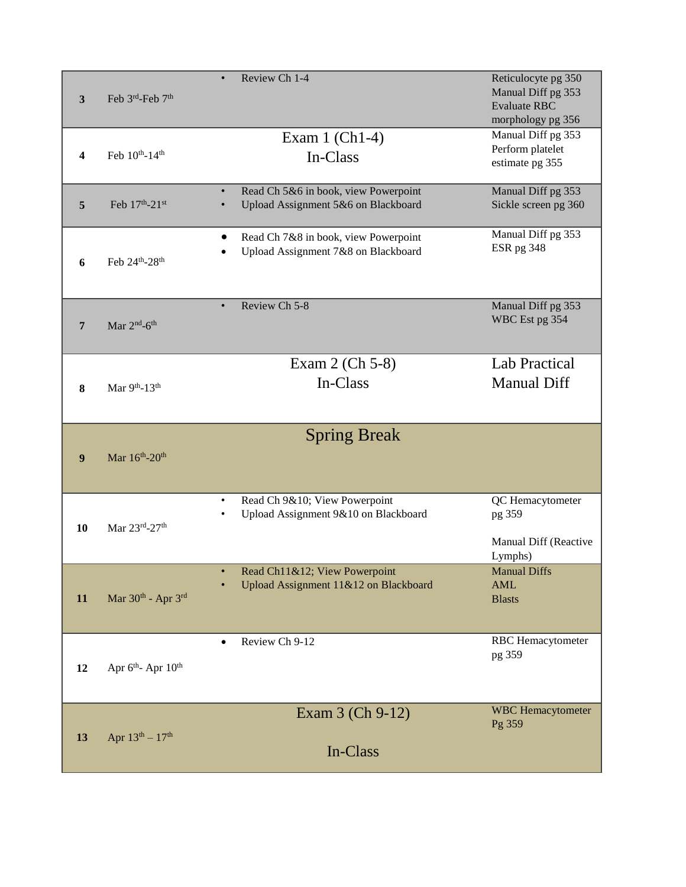| | | | |
|---|---|---|---|
| **3** | Feb 3rd-Feb 7th | • Review Ch 1-4 | Reticulocyte pg 350<br>Manual Diff pg 353<br>Evaluate RBC morphology pg 356 |
| **4** | Feb 10th-14th | Exam 1 (Ch1-4)<br>In-Class | Manual Diff pg 353<br>Perform platelet estimate pg 355 |
| **5** | Feb 17th-21st | • Read Ch 5&6 in book, view Powerpoint<br>• Upload Assignment 5&6 on Blackboard | Manual Diff pg 353<br>Sickle screen pg 360 |
| **6** | Feb 24th-28th | • Read Ch 7&8 in book, view Powerpoint<br>• Upload Assignment 7&8 on Blackboard | Manual Diff pg 353<br>ESR pg 348 |
| **7** | Mar 2nd-6th | • Review Ch 5-8 | Manual Diff pg 353<br>WBC Est pg 354 |
| **8** | Mar 9th-13th | Exam 2 (Ch 5-8)<br>In-Class | Lab Practical<br>Manual Diff |
| **9** | Mar 16th-20th | Spring Break | |
| **10** | Mar 23rd-27th | • Read Ch 9&10; View Powerpoint<br>• Upload Assignment 9&10 on Blackboard | QC Hemacytometer pg 359<br><br>Manual Diff (Reactive Lymphs) |
| **11** | Mar 30th - Apr 3rd | • Read Ch11&12; View Powerpoint<br>• Upload Assignment 11&12 on Blackboard | Manual Diffs<br>AML<br>Blasts |
| **12** | Apr 6th- Apr 10th | • Review Ch 9-12 | RBC Hemacytometer pg 359 |
| **13** | Apr 13th – 17th | Exam 3 (Ch 9-12)<br><br>In-Class | WBC Hemacytometer Pg 359 |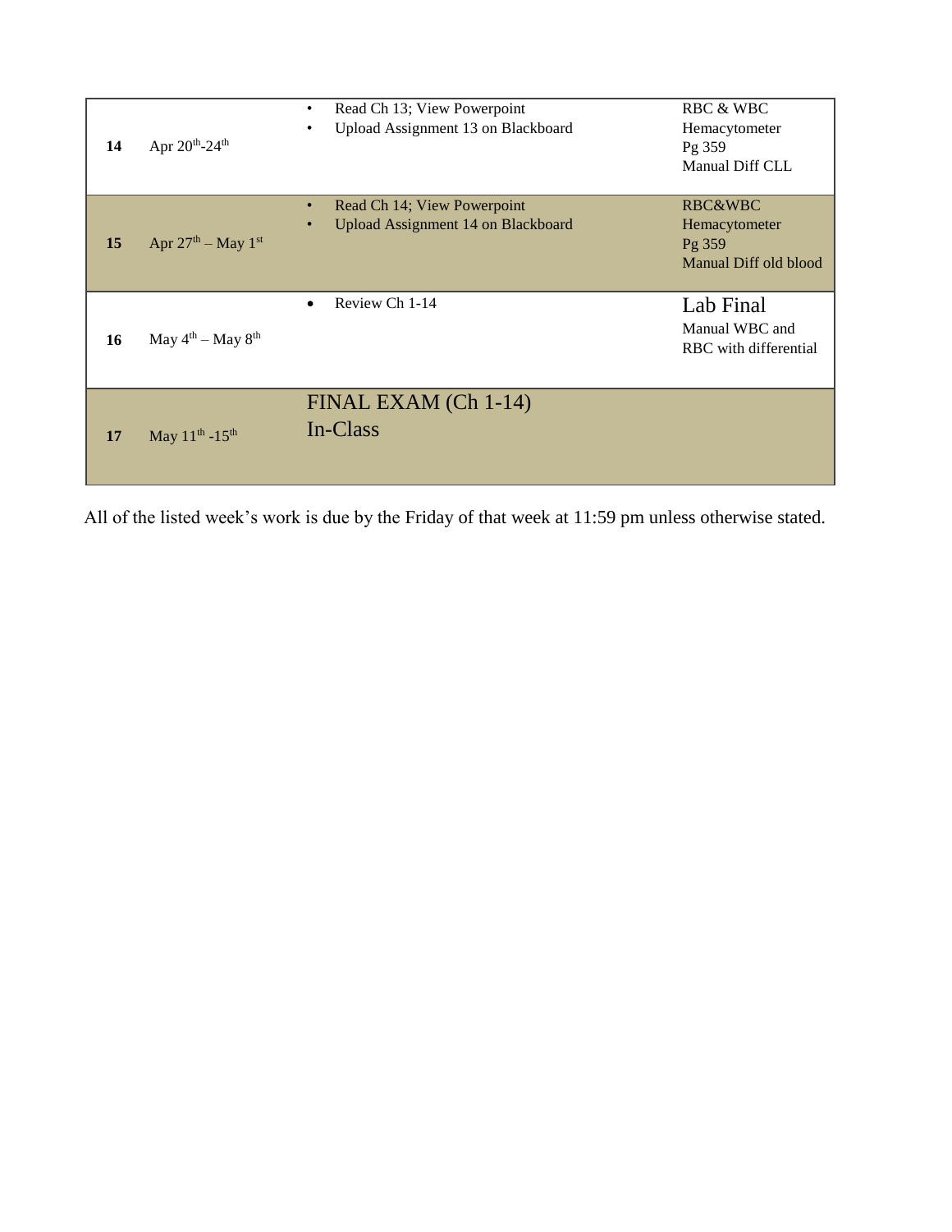| | | | |
|---|---|---|---|
| **14** | Apr 20th-24th | • Read Ch 13; View Powerpoint<br>• Upload Assignment 13 on Blackboard | RBC & WBC<br>Hemacytometer<br>Pg 359<br>Manual Diff CLL |
| **15** | Apr 27th – May 1st | • Read Ch 14; View Powerpoint<br>• Upload Assignment 14 on Blackboard | RBC&WBC<br>Hemacytometer<br>Pg 359<br>Manual Diff old blood |
| **16** | May 4th – May 8th | • Review Ch 1-14 | Lab Final<br>Manual WBC and RBC with differential |
| **17** | May 11th -15th | FINAL EXAM (Ch 1-14)<br>In-Class | |

All of the listed week's work is due by the Friday of that week at 11:59 pm unless otherwise stated.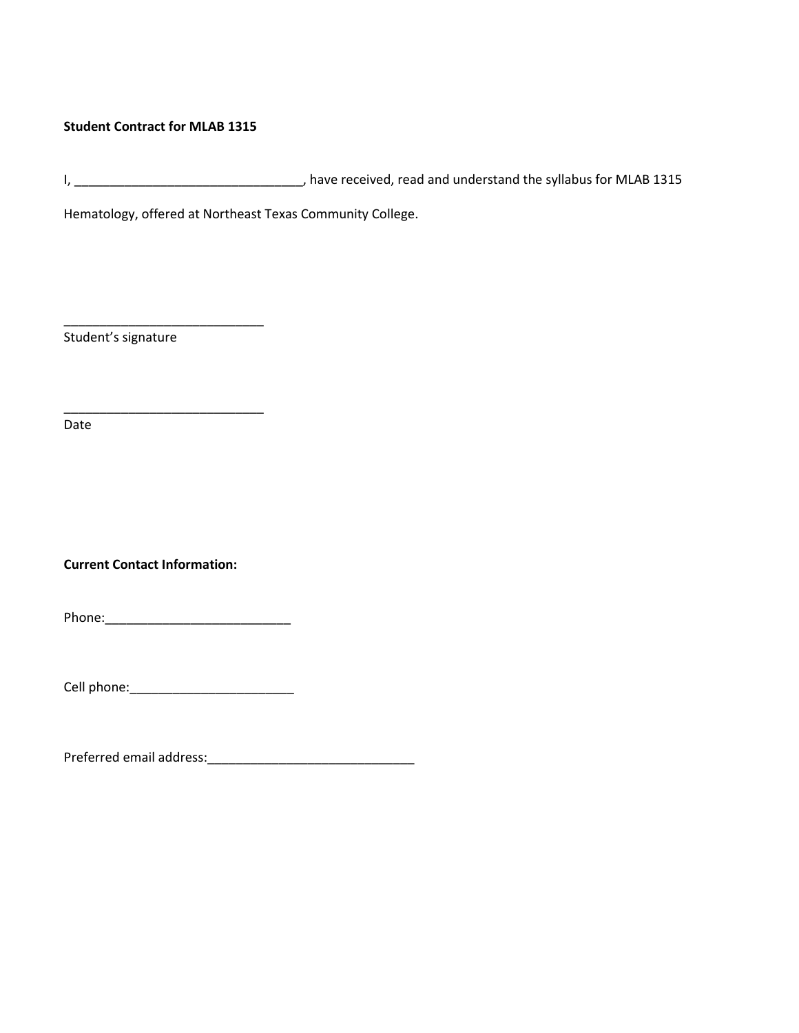**Student Contract for MLAB 1315**

I, ________________________________, have received, read and understand the syllabus for MLAB 1315 Hematology, offered at Northeast Texas Community College.

____________________________
Student's signature

____________________________
Date

**Current Contact Information:**

Phone:__________________________

Cell phone:_______________________

Preferred email address:_____________________________